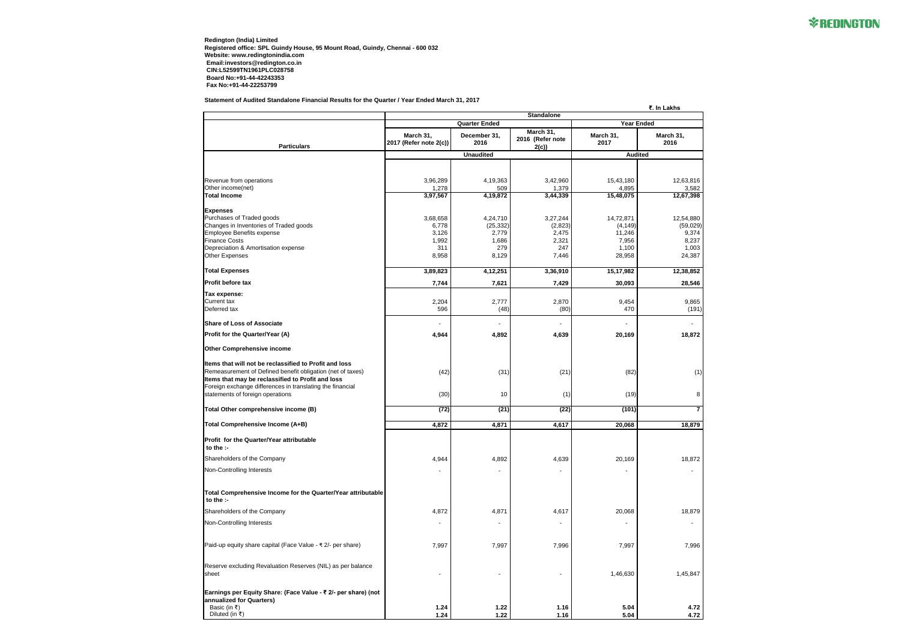**Redington (India) Limited**
**Registered office: SPL Guindy House, 95 Mount Road, Guindy, Chennai - 600 032**
**Website: www.redingtonindia.com**
**Email:investors@redington.co.in**
**CIN:L52599TN1961PLC028758**
**Board No:+91-44-42243353**
**Fax No:+91-44-22253799**

**Statement of Audited Standalone Financial Results for the Quarter / Year Ended March 31, 2017**

₹. In Lakhs

| Particulars | Standalone | | | | |
|---|---|---|---|---|---|
| | Quarter Ended | | | Year Ended | |
| | March 31, 2017 (Refer note 2(c)) | December 31, 2016 | March 31, 2016 (Refer note 2(c)) | March 31, 2017 | March 31, 2016 |
| | Unaudited | | | Audited | |
| Revenue from operations | 3,96,289 | 4,19,363 | 3,42,960 | 15,43,180 | 12,63,816 |
| Other income(net) | 1,278 | 509 | 1,379 | 4,895 | 3,582 |
| **Total Income** | **3,97,567** | **4,19,872** | **3,44,339** | **15,48,075** | **12,67,398** |
| **Expenses** | | | | | |
| Purchases of Traded goods | 3,68,658 | 4,24,710 | 3,27,244 | 14,72,871 | 12,54,880 |
| Changes in Inventories of Traded goods | 6,778 | (25,332) | (2,823) | (4,149) | (59,029) |
| Employee Benefits expense | 3,126 | 2,779 | 2,475 | 11,246 | 9,374 |
| Finance Costs | 1,992 | 1,686 | 2,321 | 7,956 | 8,237 |
| Depreciation & Amortisation expense | 311 | 279 | 247 | 1,100 | 1,003 |
| Other Expenses | 8,958 | 8,129 | 7,446 | 28,958 | 24,387 |
| **Total Expenses** | **3,89,823** | **4,12,251** | **3,36,910** | **15,17,982** | **12,38,852** |
| **Profit before tax** | **7,744** | **7,621** | **7,429** | **30,093** | **28,546** |
| **Tax expense:** | | | | | |
| Current tax | 2,204 | 2,777 | 2,870 | 9,454 | 9,865 |
| Deferred tax | 596 | (48) | (80) | 470 | (191) |
| **Share of Loss of Associate** | - | - | - | - | - |
| **Profit for the Quarter/Year (A)** | **4,944** | **4,892** | **4,639** | **20,169** | **18,872** |
| **Other Comprehensive income** | | | | | |
| **Items that will not be reclassified to Profit and loss** | | | | | |
| Remeasurement of Defined benefit obligation (net of taxes) | (42) | (31) | (21) | (82) | (1) |
| **Items that may be reclassified to Profit and loss** | | | | | |
| Foreign exchange differences in translating the financial statements of foreign operations | (30) | 10 | (1) | (19) | 8 |
| **Total Other comprehensive income (B)** | **(72)** | **(21)** | **(22)** | **(101)** | **7** |
| **Total Comprehensive Income (A+B)** | **4,872** | **4,871** | **4,617** | **20,068** | **18,879** |
| **Profit for the Quarter/Year attributable to the :-** | | | | | |
| Shareholders of the Company | 4,944 | 4,892 | 4,639 | 20,169 | 18,872 |
| Non-Controlling Interests | - | - | - | - | - |
| **Total Comprehensive Income for the Quarter/Year attributable to the :-** | | | | | |
| Shareholders of the Company | 4,872 | 4,871 | 4,617 | 20,068 | 18,879 |
| Non-Controlling Interests | - | - | - | - | - |
| Paid-up equity share capital (Face Value - ₹ 2/- per share) | 7,997 | 7,997 | 7,996 | 7,997 | 7,996 |
| Reserve excluding Revaluation Reserves (NIL) as per balance sheet | - | - | - | 1,46,630 | 1,45,847 |
| **Earnings per Equity Share: (Face Value - ₹ 2/- per share) (not annualized for Quarters)** | | | | | |
| Basic (in ₹) | **1.24** | **1.22** | **1.16** | **5.04** | **4.72** |
| Diluted (in ₹) | **1.24** | **1.22** | **1.16** | **5.04** | **4.72** |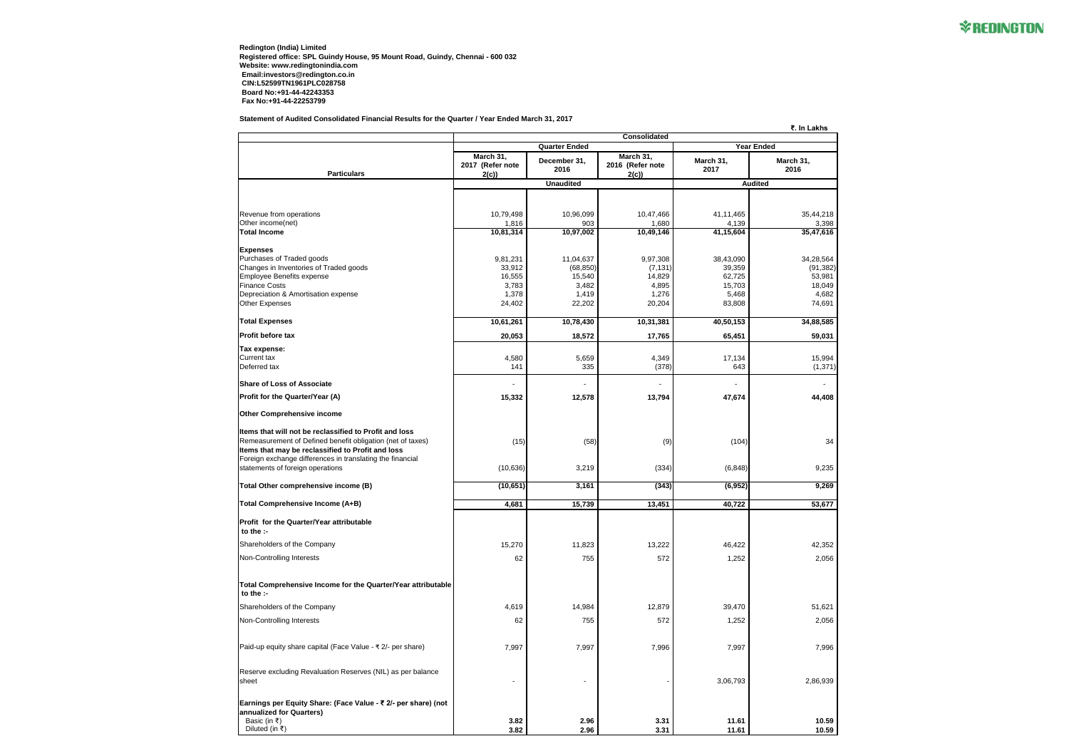**Redington (India) Limited**
**Registered office: SPL Guindy House, 95 Mount Road, Guindy, Chennai - 600 032**
**Website: www.redingtonindia.com**
**Email:investors@redington.co.in**
**CIN:L52599TN1961PLC028758**
**Board No:+91-44-42243353**
**Fax No:+91-44-22253799**

**Statement of Audited Consolidated Financial Results for the Quarter / Year Ended March 31, 2017**

₹. In Lakhs

| Particulars | Consolidated | | | | |
|---|---|---|---|---|---|
| | Quarter Ended | | | Year Ended | |
| | March 31, 2017 (Refer note 2(c)) | December 31, 2016 | March 31, 2016 (Refer note 2(c)) | March 31, 2017 | March 31, 2016 |
| | Unaudited | | | Audited | |
| Revenue from operations | 10,79,498 | 10,96,099 | 10,47,466 | 41,11,465 | 35,44,218 |
| Other income(net) | 1,816 | 903 | 1,680 | 4,139 | 3,398 |
| **Total Income** | **10,81,314** | **10,97,002** | **10,49,146** | **41,15,604** | **35,47,616** |
| **Expenses** | | | | | |
| Purchases of Traded goods | 9,81,231 | 11,04,637 | 9,97,308 | 38,43,090 | 34,28,564 |
| Changes in Inventories of Traded goods | 33,912 | (68,850) | (7,131) | 39,359 | (91,382) |
| Employee Benefits expense | 16,555 | 15,540 | 14,829 | 62,725 | 53,981 |
| Finance Costs | 3,783 | 3,482 | 4,895 | 15,703 | 18,049 |
| Depreciation & Amortisation expense | 1,378 | 1,419 | 1,276 | 5,468 | 4,682 |
| Other Expenses | 24,402 | 22,202 | 20,204 | 83,808 | 74,691 |
| **Total Expenses** | **10,61,261** | **10,78,430** | **10,31,381** | **40,50,153** | **34,88,585** |
| **Profit before tax** | **20,053** | **18,572** | **17,765** | **65,451** | **59,031** |
| **Tax expense:** | | | | | |
| Current tax | 4,580 | 5,659 | 4,349 | 17,134 | 15,994 |
| Deferred tax | 141 | 335 | (378) | 643 | (1,371) |
| **Share of Loss of Associate** | - | - | - | - | - |
| **Profit for the Quarter/Year (A)** | **15,332** | **12,578** | **13,794** | **47,674** | **44,408** |
| **Other Comprehensive income** | | | | | |
| **Items that will not be reclassified to Profit and loss** | | | | | |
| Remeasurement of Defined benefit obligation (net of taxes) | (15) | (58) | (9) | (104) | 34 |
| **Items that may be reclassified to Profit and loss** | | | | | |
| Foreign exchange differences in translating the financial statements of foreign operations | (10,636) | 3,219 | (334) | (6,848) | 9,235 |
| **Total Other comprehensive income (B)** | **(10,651)** | **3,161** | **(343)** | **(6,952)** | **9,269** |
| **Total Comprehensive Income (A+B)** | **4,681** | **15,739** | **13,451** | **40,722** | **53,677** |
| **Profit for the Quarter/Year attributable to the :-** | | | | | |
| Shareholders of the Company | 15,270 | 11,823 | 13,222 | 46,422 | 42,352 |
| Non-Controlling Interests | 62 | 755 | 572 | 1,252 | 2,056 |
| **Total Comprehensive Income for the Quarter/Year attributable to the :-** | | | | | |
| Shareholders of the Company | 4,619 | 14,984 | 12,879 | 39,470 | 51,621 |
| Non-Controlling Interests | 62 | 755 | 572 | 1,252 | 2,056 |
| Paid-up equity share capital (Face Value - ₹ 2/- per share) | 7,997 | 7,997 | 7,996 | 7,997 | 7,996 |
| Reserve excluding Revaluation Reserves (NIL) as per balance sheet | - | - | - | 3,06,793 | 2,86,939 |
| **Earnings per Equity Share: (Face Value - ₹ 2/- per share) (not annualized for Quarters)** | | | | | |
| Basic (in ₹) | **3.82** | **2.96** | **3.31** | **11.61** | **10.59** |
| Diluted (in ₹) | **3.82** | **2.96** | **3.31** | **11.61** | **10.59** |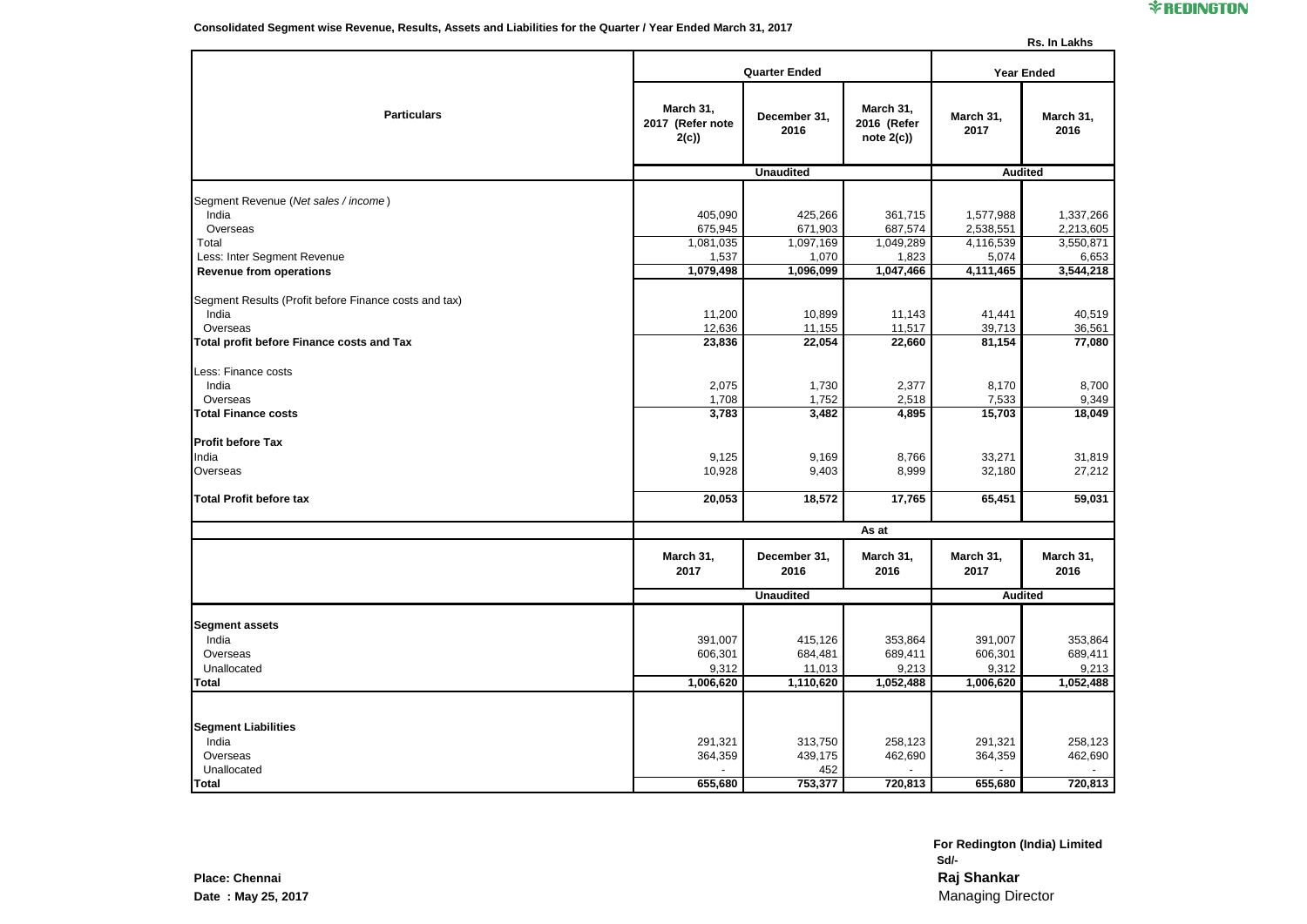REDINGTON

**Consolidated Segment wise Revenue, Results, Assets and Liabilities for the Quarter / Year Ended March 31, 2017**

Rs. In Lakhs

| Particulars | Quarter Ended | | | Year Ended | |
|---|---|---|---|---|---|
| | March 31, 2017 (Refer note 2(c)) | December 31, 2016 | March 31, 2016 (Refer note 2(c)) | March 31, 2017 | March 31, 2016 |
| | Unaudited | | | Audited | |
| Segment Revenue (*Net sales / income*) | | | | | |
| India | 405,090 | 425,266 | 361,715 | 1,577,988 | 1,337,266 |
| Overseas | 675,945 | 671,903 | 687,574 | 2,538,551 | 2,213,605 |
| Total | 1,081,035 | 1,097,169 | 1,049,289 | 4,116,539 | 3,550,871 |
| Less: Inter Segment Revenue | 1,537 | 1,070 | 1,823 | 5,074 | 6,653 |
| **Revenue from operations** | **1,079,498** | **1,096,099** | **1,047,466** | **4,111,465** | **3,544,218** |
| Segment Results (Profit before Finance costs and tax) | | | | | |
| India | 11,200 | 10,899 | 11,143 | 41,441 | 40,519 |
| Overseas | 12,636 | 11,155 | 11,517 | 39,713 | 36,561 |
| **Total profit before Finance costs and Tax** | **23,836** | **22,054** | **22,660** | **81,154** | **77,080** |
| Less: Finance costs | | | | | |
| India | 2,075 | 1,730 | 2,377 | 8,170 | 8,700 |
| Overseas | 1,708 | 1,752 | 2,518 | 7,533 | 9,349 |
| **Total Finance costs** | **3,783** | **3,482** | **4,895** | **15,703** | **18,049** |
| **Profit before Tax** | | | | | |
| India | 9,125 | 9,169 | 8,766 | 33,271 | 31,819 |
| Overseas | 10,928 | 9,403 | 8,999 | 32,180 | 27,212 |
| **Total Profit before tax** | **20,053** | **18,572** | **17,765** | **65,451** | **59,031** |

| | As at | | | | |
|---|---|---|---|---|---|
| | March 31, 2017 | December 31, 2016 | March 31, 2016 | March 31, 2017 | March 31, 2016 |
| | Unaudited | | | Audited | |
| **Segment assets** | | | | | |
| India | 391,007 | 415,126 | 353,864 | 391,007 | 353,864 |
| Overseas | 606,301 | 684,481 | 689,411 | 606,301 | 689,411 |
| Unallocated | 9,312 | 11,013 | 9,213 | 9,312 | 9,213 |
| **Total** | **1,006,620** | **1,110,620** | **1,052,488** | **1,006,620** | **1,052,488** |
| **Segment Liabilities** | | | | | |
| India | 291,321 | 313,750 | 258,123 | 291,321 | 258,123 |
| Overseas | 364,359 | 439,175 | 462,690 | 364,359 | 462,690 |
| Unallocated | - | 452 | - | - | - |
| **Total** | **655,680** | **753,377** | **720,813** | **655,680** | **720,813** |

**For Redington (India) Limited**
**Sd/-**
**Raj Shankar**
Managing Director

**Place: Chennai**
**Date : May 25, 2017**